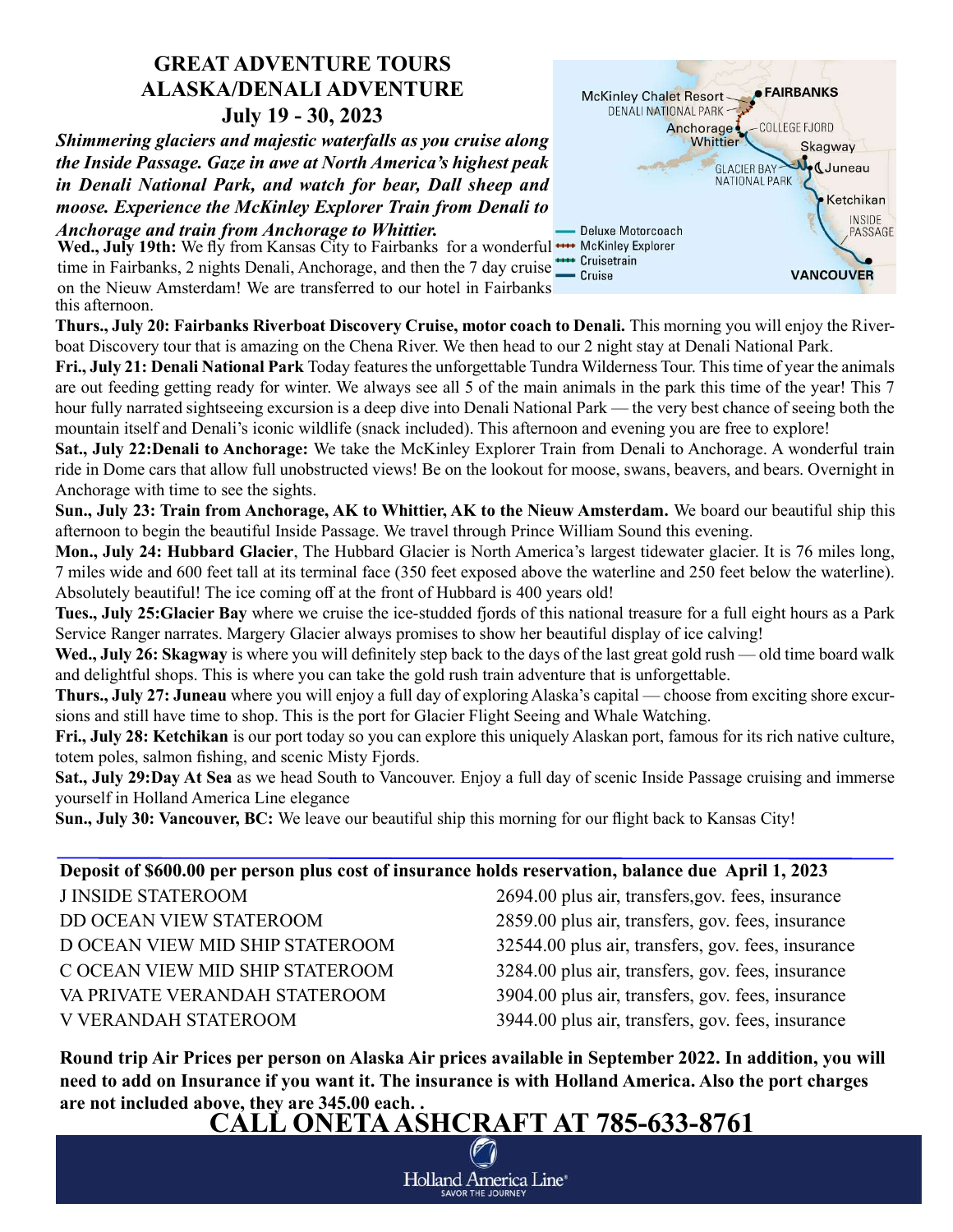# GREAT ADVENTURE TOURS
## ALASKA/DENALI ADVENTURE
### July 19 - 30, 2023

***Shimmering glaciers and majestic waterfalls as you cruise along the Inside Passage. Gaze in awe at North America's highest peak in Denali National Park, and watch for bear, Dall sheep and moose. Experience the McKinley Explorer Train from Denali to Anchorage and train from Anchorage to Whittier.***

**Wed., July 19th:** We fly from Kansas City to Fairbanks for a wonderful time in Fairbanks, 2 nights Denali, Anchorage, and then the 7 day cruise on the Nieuw Amsterdam! We are transferred to our hotel in Fairbanks this afternoon.

**Thurs., July 20: Fairbanks Riverboat Discovery Cruise, motor coach to Denali.** This morning you will enjoy the Riverboat Discovery tour that is amazing on the Chena River. We then head to our 2 night stay at Denali National Park.

**Fri., July 21: Denali National Park** Today features the unforgettable Tundra Wilderness Tour. This time of year the animals are out feeding getting ready for winter. We always see all 5 of the main animals in the park this time of the year! This 7 hour fully narrated sightseeing excursion is a deep dive into Denali National Park — the very best chance of seeing both the mountain itself and Denali's iconic wildlife (snack included). This afternoon and evening you are free to explore!

**Sat., July 22:Denali to Anchorage:** We take the McKinley Explorer Train from Denali to Anchorage. A wonderful train ride in Dome cars that allow full unobstructed views! Be on the lookout for moose, swans, beavers, and bears. Overnight in Anchorage with time to see the sights.

**Sun., July 23: Train from Anchorage, AK to Whittier, AK to the Nieuw Amsterdam.** We board our beautiful ship this afternoon to begin the beautiful Inside Passage. We travel through Prince William Sound this evening.

**Mon., July 24: Hubbard Glacier**, The Hubbard Glacier is North America's largest tidewater glacier. It is 76 miles long, 7 miles wide and 600 feet tall at its terminal face (350 feet exposed above the waterline and 250 feet below the waterline). Absolutely beautiful! The ice coming off at the front of Hubbard is 400 years old!

**Tues., July 25:Glacier Bay** where we cruise the ice-studded fjords of this national treasure for a full eight hours as a Park Service Ranger narrates. Margery Glacier always promises to show her beautiful display of ice calving!

**Wed., July 26: Skagway** is where you will definitely step back to the days of the last great gold rush — old time board walk and delightful shops. This is where you can take the gold rush train adventure that is unforgettable.

**Thurs., July 27: Juneau** where you will enjoy a full day of exploring Alaska's capital — choose from exciting shore excursions and still have time to shop. This is the port for Glacier Flight Seeing and Whale Watching.

**Fri., July 28: Ketchikan** is our port today so you can explore this uniquely Alaskan port, famous for its rich native culture, totem poles, salmon fishing, and scenic Misty Fjords.

**Sat., July 29:Day At Sea** as we head South to Vancouver. Enjoy a full day of scenic Inside Passage cruising and immerse yourself in Holland America Line elegance

**Sun., July 30: Vancouver, BC:** We leave our beautiful ship this morning for our flight back to Kansas City!

**Deposit of $600.00 per person plus cost of insurance holds reservation, balance due April 1, 2023**

| Stateroom | Price |
|---|---|
| J INSIDE STATEROOM | 2694.00 plus air, transfers,gov. fees, insurance |
| DD OCEAN VIEW STATEROOM | 2859.00 plus air, transfers, gov. fees, insurance |
| D OCEAN VIEW MID SHIP STATEROOM | 32544.00 plus air, transfers, gov. fees, insurance |
| C OCEAN VIEW MID SHIP STATEROOM | 3284.00 plus air, transfers, gov. fees, insurance |
| VA PRIVATE VERANDAH STATEROOM | 3904.00 plus air, transfers, gov. fees, insurance |
| V VERANDAH STATEROOM | 3944.00 plus air, transfers, gov. fees, insurance |

**Round trip Air Prices per person on Alaska Air prices available in September 2022. In addition, you will need to add on Insurance if you want it. The insurance is with Holland America. Also the port charges are not included above, they are 345.00 each. .**

## CALL ONETA ASHCRAFT AT 785-633-8761

Holland America Line
SAVOR THE JOURNEY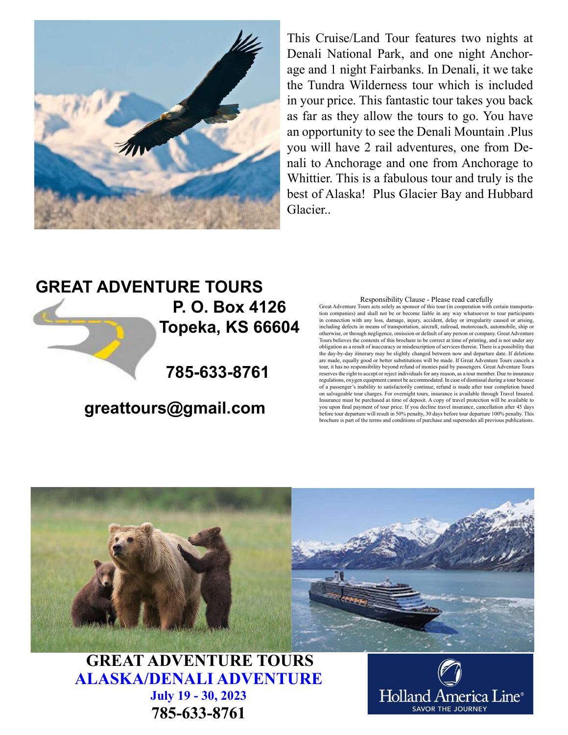This Cruise/Land Tour features two nights at Denali National Park, and one night Anchorage and 1 night Fairbanks. In Denali, it we take the Tundra Wilderness tour which is included in your price. This fantastic tour takes you back as far as they allow the tours to go. You have an opportunity to see the Denali Mountain .Plus you will have 2 rail adventures, one from Denali to Anchorage and one from Anchorage to Whittier. This is a fabulous tour and truly is the best of Alaska! Plus Glacier Bay and Hubbard Glacier..

## GREAT ADVENTURE TOURS

**P. O. Box 4126**
**Topeka, KS 66604**

**785-633-8761**

**greattours@gmail.com**

Responsibility Clause - Please read carefully

Great Adventure Tours acts solely as sponsor of this tour (in cooperation with certain transportation companies) and shall not be or become liable in any way whatsoever to tour participants in connection with any loss, damage, injury, accident, delay or irregularity caused or arising, including defects in means of transportation, aircraft, railroad, motorcoach, automobile, ship or otherwise, or through negligence, omission or default of any person or company. Great Adventure Tours believes the contents of this brochure to be correct at time of printing, and is not under any obligation as a result of inaccuracy or misdescription of services therein. There is a possibility that the day-by-day itinerary may be slightly changed between now and departure date. If deletions are made, equally good or better substitutions will be made. If Great Adventure Tours cancels a tour, it has no responsibility beyond refund of monies paid by passengers. Great Adventure Tours reserves the right to accept or reject individuals for any reason, as a tour member. Due to insurance regulations, oxygen equipment cannot be accommodated. In case of dismissal during a tour because of a passenger's inability to satisfactorily continue, refund is made after tour completion based on salvageable tour charges. For overnight tours, insurance is available through Travel Insured. Insurance must be purchased at time of deposit. A copy of travel protection will be available to you upon final payment of tour price. If you decline travel insurance, cancellation after 45 days before tour departure will result in 50% penalty, 30 days before tour departure 100% penalty. This brochure is part of the terms and conditions of purchase and supersedes all previous publications.

# GREAT ADVENTURE TOURS
## ALASKA/DENALI ADVENTURE
**July 19 - 30, 2023**
**785-633-8761**

Holland America Line
SAVOR THE JOURNEY